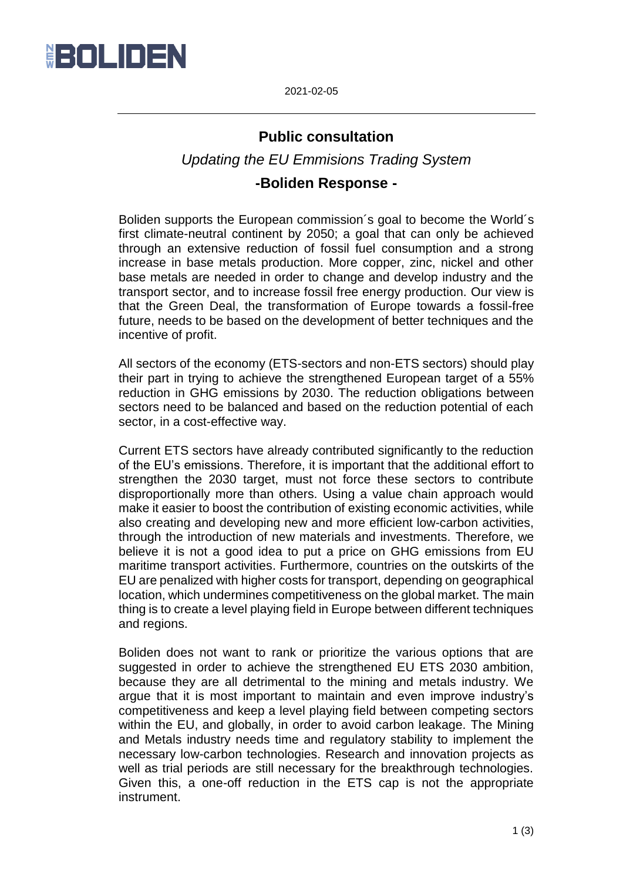2021-02-05

## Public consultation

*Updating the EU Emmisions Trading System*

## -Boliden Response -

Boliden supports the European commission´s goal to become the World´s first climate-neutral continent by 2050; a goal that can only be achieved through an extensive reduction of fossil fuel consumption and a strong increase in base metals production. More copper, zinc, nickel and other base metals are needed in order to change and develop industry and the transport sector, and to increase fossil free energy production. Our view is that the Green Deal, the transformation of Europe towards a fossil-free future, needs to be based on the development of better techniques and the incentive of profit.

All sectors of the economy (ETS-sectors and non-ETS sectors) should play their part in trying to achieve the strengthened European target of a 55% reduction in GHG emissions by 2030. The reduction obligations between sectors need to be balanced and based on the reduction potential of each sector, in a cost-effective way.

Current ETS sectors have already contributed significantly to the reduction of the EU's emissions. Therefore, it is important that the additional effort to strengthen the 2030 target, must not force these sectors to contribute disproportionally more than others. Using a value chain approach would make it easier to boost the contribution of existing economic activities, while also creating and developing new and more efficient low-carbon activities, through the introduction of new materials and investments. Therefore, we believe it is not a good idea to put a price on GHG emissions from EU maritime transport activities. Furthermore, countries on the outskirts of the EU are penalized with higher costs for transport, depending on geographical location, which undermines competitiveness on the global market. The main thing is to create a level playing field in Europe between different techniques and regions.

Boliden does not want to rank or prioritize the various options that are suggested in order to achieve the strengthened EU ETS 2030 ambition, because they are all detrimental to the mining and metals industry. We argue that it is most important to maintain and even improve industry's competitiveness and keep a level playing field between competing sectors within the EU, and globally, in order to avoid carbon leakage. The Mining and Metals industry needs time and regulatory stability to implement the necessary low-carbon technologies. Research and innovation projects as well as trial periods are still necessary for the breakthrough technologies. Given this, a one-off reduction in the ETS cap is not the appropriate instrument.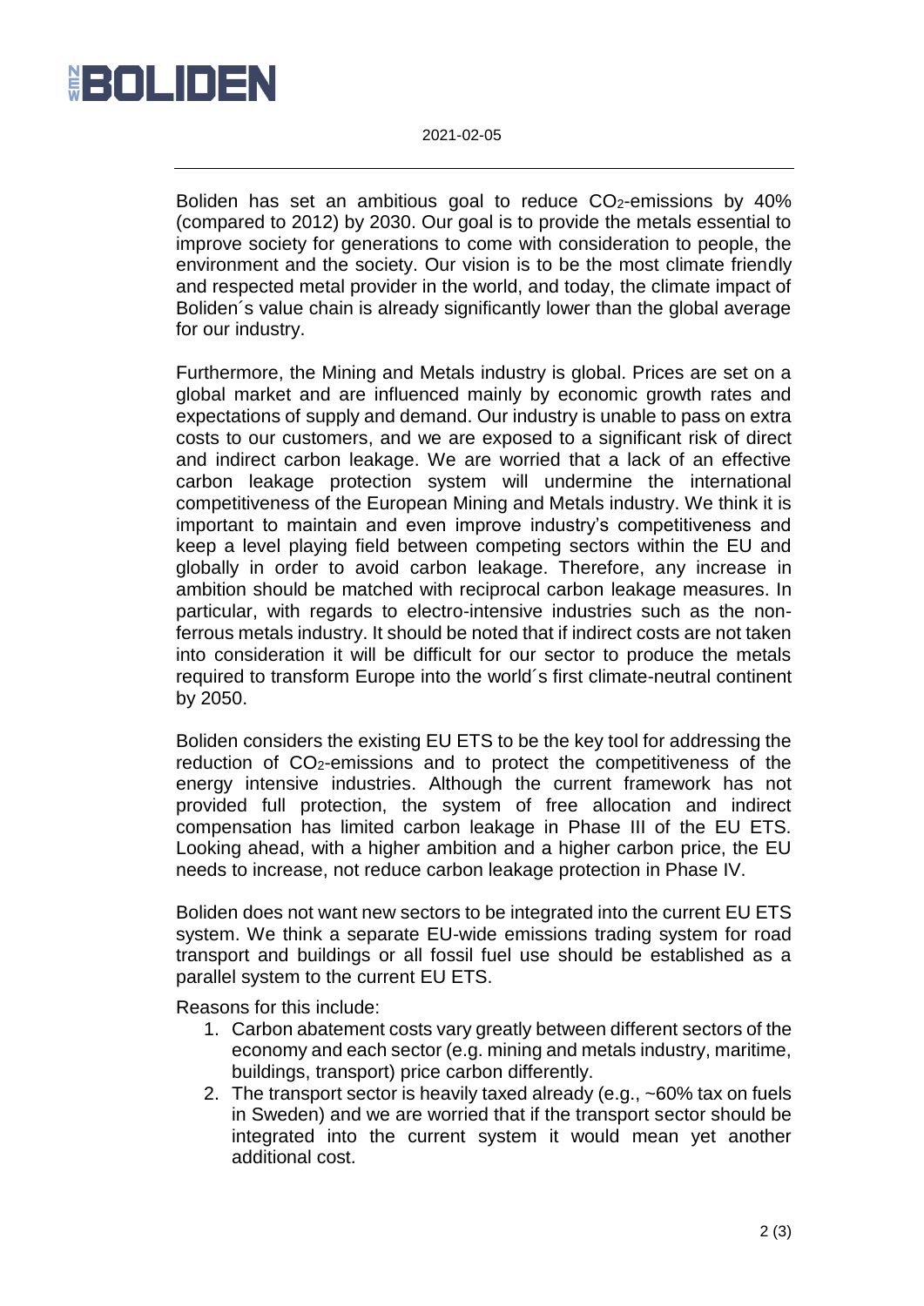Boliden has set an ambitious goal to reduce $CO_2$-emissions by 40% (compared to 2012) by 2030. Our goal is to provide the metals essential to improve society for generations to come with consideration to people, the environment and the society. Our vision is to be the most climate friendly and respected metal provider in the world, and today, the climate impact of Boliden´s value chain is already significantly lower than the global average for our industry.

Furthermore, the Mining and Metals industry is global. Prices are set on a global market and are influenced mainly by economic growth rates and expectations of supply and demand. Our industry is unable to pass on extra costs to our customers, and we are exposed to a significant risk of direct and indirect carbon leakage. We are worried that a lack of an effective carbon leakage protection system will undermine the international competitiveness of the European Mining and Metals industry. We think it is important to maintain and even improve industry's competitiveness and keep a level playing field between competing sectors within the EU and globally in order to avoid carbon leakage. Therefore, any increase in ambition should be matched with reciprocal carbon leakage measures. In particular, with regards to electro-intensive industries such as the non-ferrous metals industry. It should be noted that if indirect costs are not taken into consideration it will be difficult for our sector to produce the metals required to transform Europe into the world´s first climate-neutral continent by 2050.

Boliden considers the existing EU ETS to be the key tool for addressing the reduction of $CO_2$-emissions and to protect the competitiveness of the energy intensive industries. Although the current framework has not provided full protection, the system of free allocation and indirect compensation has limited carbon leakage in Phase III of the EU ETS. Looking ahead, with a higher ambition and a higher carbon price, the EU needs to increase, not reduce carbon leakage protection in Phase IV.

Boliden does not want new sectors to be integrated into the current EU ETS system. We think a separate EU-wide emissions trading system for road transport and buildings or all fossil fuel use should be established as a parallel system to the current EU ETS.

Reasons for this include:

1. Carbon abatement costs vary greatly between different sectors of the economy and each sector (e.g. mining and metals industry, maritime, buildings, transport) price carbon differently.
2. The transport sector is heavily taxed already (e.g., ~60% tax on fuels in Sweden) and we are worried that if the transport sector should be integrated into the current system it would mean yet another additional cost.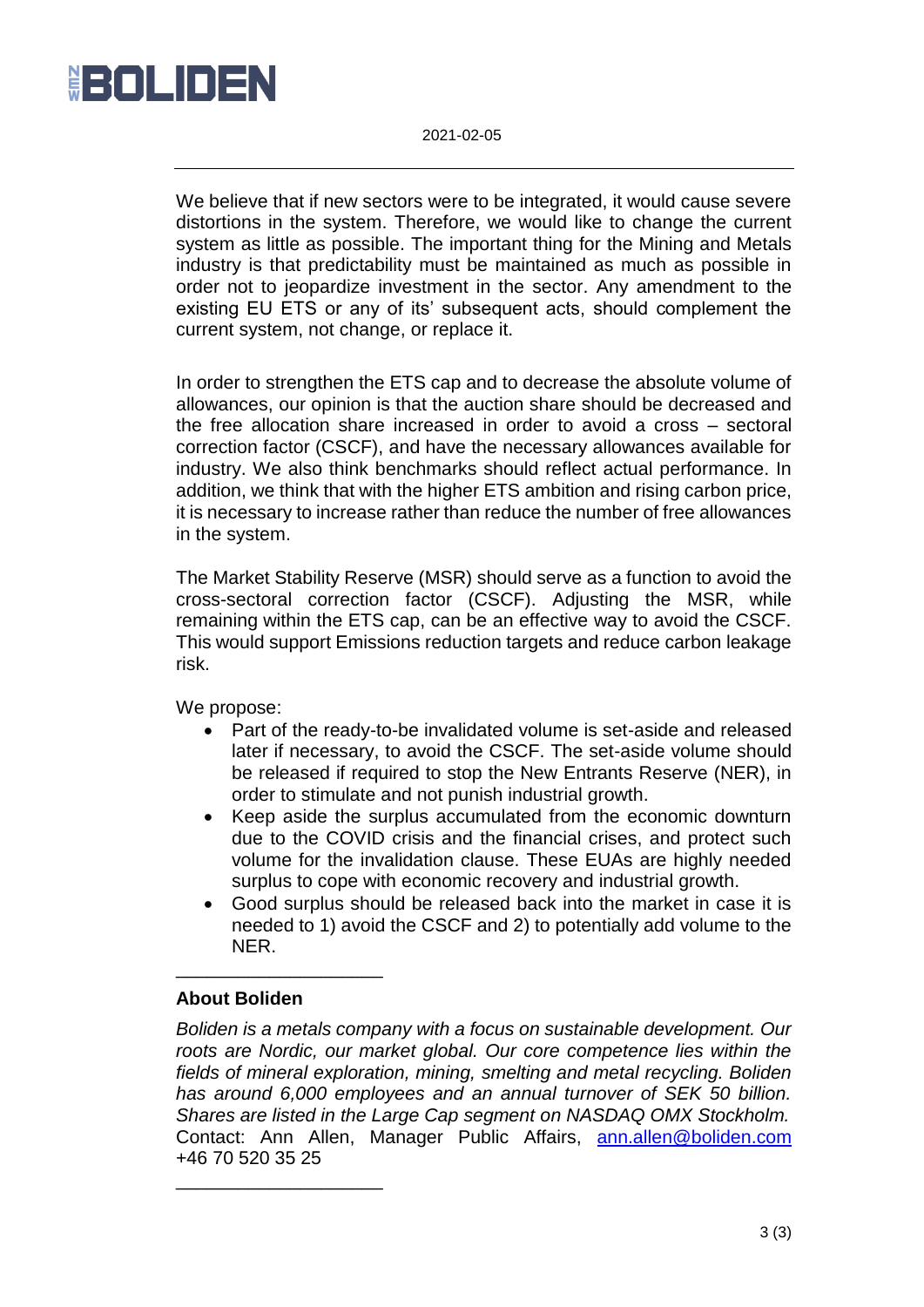We believe that if new sectors were to be integrated, it would cause severe distortions in the system. Therefore, we would like to change the current system as little as possible. The important thing for the Mining and Metals industry is that predictability must be maintained as much as possible in order not to jeopardize investment in the sector. Any amendment to the existing EU ETS or any of its' subsequent acts, should complement the current system, not change, or replace it.

In order to strengthen the ETS cap and to decrease the absolute volume of allowances, our opinion is that the auction share should be decreased and the free allocation share increased in order to avoid a cross – sectoral correction factor (CSCF), and have the necessary allowances available for industry. We also think benchmarks should reflect actual performance. In addition, we think that with the higher ETS ambition and rising carbon price, it is necessary to increase rather than reduce the number of free allowances in the system.

The Market Stability Reserve (MSR) should serve as a function to avoid the cross-sectoral correction factor (CSCF). Adjusting the MSR, while remaining within the ETS cap, can be an effective way to avoid the CSCF. This would support Emissions reduction targets and reduce carbon leakage risk.

We propose:

- Part of the ready-to-be invalidated volume is set-aside and released later if necessary, to avoid the CSCF. The set-aside volume should be released if required to stop the New Entrants Reserve (NER), in order to stimulate and not punish industrial growth.
- Keep aside the surplus accumulated from the economic downturn due to the COVID crisis and the financial crises, and protect such volume for the invalidation clause. These EUAs are highly needed surplus to cope with economic recovery and industrial growth.
- Good surplus should be released back into the market in case it is needed to 1) avoid the CSCF and 2) to potentially add volume to the NER.

---

**About Boliden**

*Boliden is a metals company with a focus on sustainable development. Our roots are Nordic, our market global. Our core competence lies within the fields of mineral exploration, mining, smelting and metal recycling. Boliden has around 6,000 employees and an annual turnover of SEK 50 billion. Shares are listed in the Large Cap segment on NASDAQ OMX Stockholm.*
Contact: Ann Allen, Manager Public Affairs, ann.allen@boliden.com +46 70 520 35 25

---